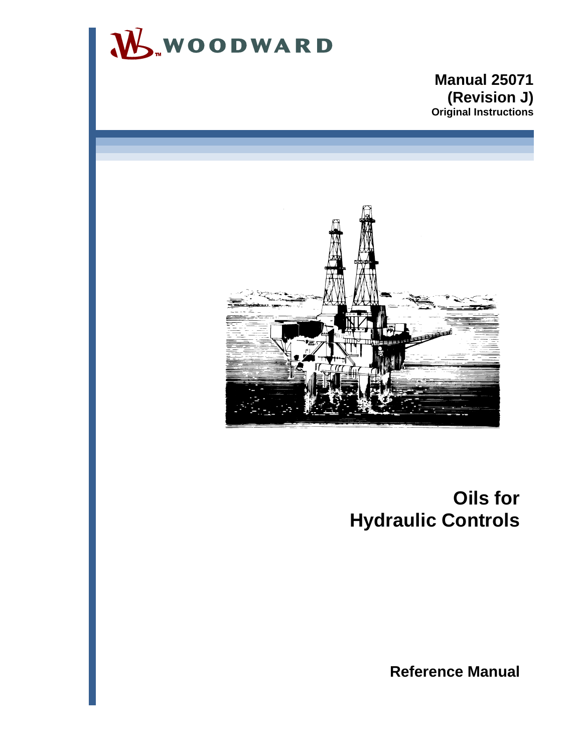WOODWARD

**Manual 25071**
**(Revision J)**
**Original Instructions**

# Oils for Hydraulic Controls

**Reference Manual**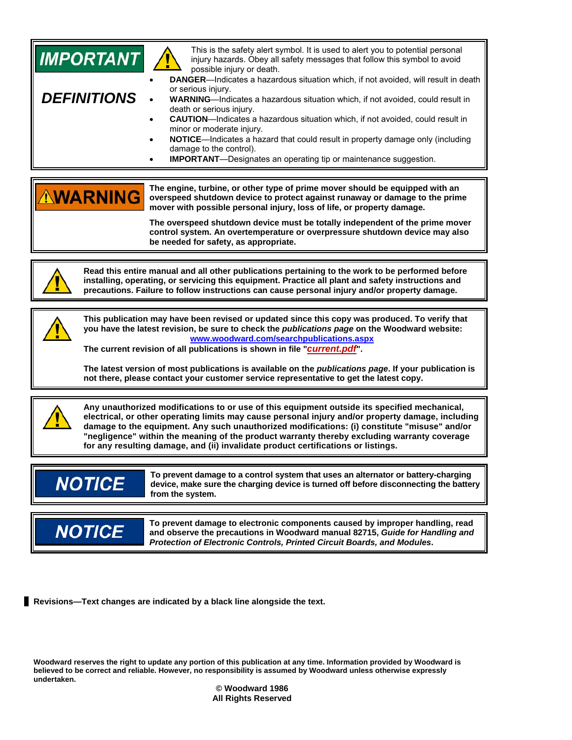**IMPORTANT**

**DEFINITIONS**

This is the safety alert symbol. It is used to alert you to potential personal injury hazards. Obey all safety messages that follow this symbol to avoid possible injury or death.

- **DANGER**—Indicates a hazardous situation which, if not avoided, will result in death or serious injury.
- **WARNING**—Indicates a hazardous situation which, if not avoided, could result in death or serious injury.
- **CAUTION**—Indicates a hazardous situation which, if not avoided, could result in minor or moderate injury.
- **NOTICE**—Indicates a hazard that could result in property damage only (including damage to the control).
- **IMPORTANT**—Designates an operating tip or maintenance suggestion.

**WARNING**

**The engine, turbine, or other type of prime mover should be equipped with an overspeed shutdown device to protect against runaway or damage to the prime mover with possible personal injury, loss of life, or property damage.**

**The overspeed shutdown device must be totally independent of the prime mover control system. An overtemperature or overpressure shutdown device may also be needed for safety, as appropriate.**

**Read this entire manual and all other publications pertaining to the work to be performed before installing, operating, or servicing this equipment. Practice all plant and safety instructions and precautions. Failure to follow instructions can cause personal injury and/or property damage.**

**This publication may have been revised or updated since this copy was produced. To verify that you have the latest revision, be sure to check the *publications page* on the Woodward website:**
**www.woodward.com/searchpublications.aspx**
**The current revision of all publications is shown in file "*current.pdf*".**

**The latest version of most publications is available on the *publications page*. If your publication is not there, please contact your customer service representative to get the latest copy.**

**Any unauthorized modifications to or use of this equipment outside its specified mechanical, electrical, or other operating limits may cause personal injury and/or property damage, including damage to the equipment. Any such unauthorized modifications: (i) constitute "misuse" and/or "negligence" within the meaning of the product warranty thereby excluding warranty coverage for any resulting damage, and (ii) invalidate product certifications or listings.**

**NOTICE**

**To prevent damage to a control system that uses an alternator or battery-charging device, make sure the charging device is turned off before disconnecting the battery from the system.**

**NOTICE**

**To prevent damage to electronic components caused by improper handling, read and observe the precautions in Woodward manual 82715, *Guide for Handling and Protection of Electronic Controls, Printed Circuit Boards, and Modules*.**

**Revisions—Text changes are indicated by a black line alongside the text.**

**Woodward reserves the right to update any portion of this publication at any time. Information provided by Woodward is believed to be correct and reliable. However, no responsibility is assumed by Woodward unless otherwise expressly undertaken.**

**© Woodward 1986**
**All Rights Reserved**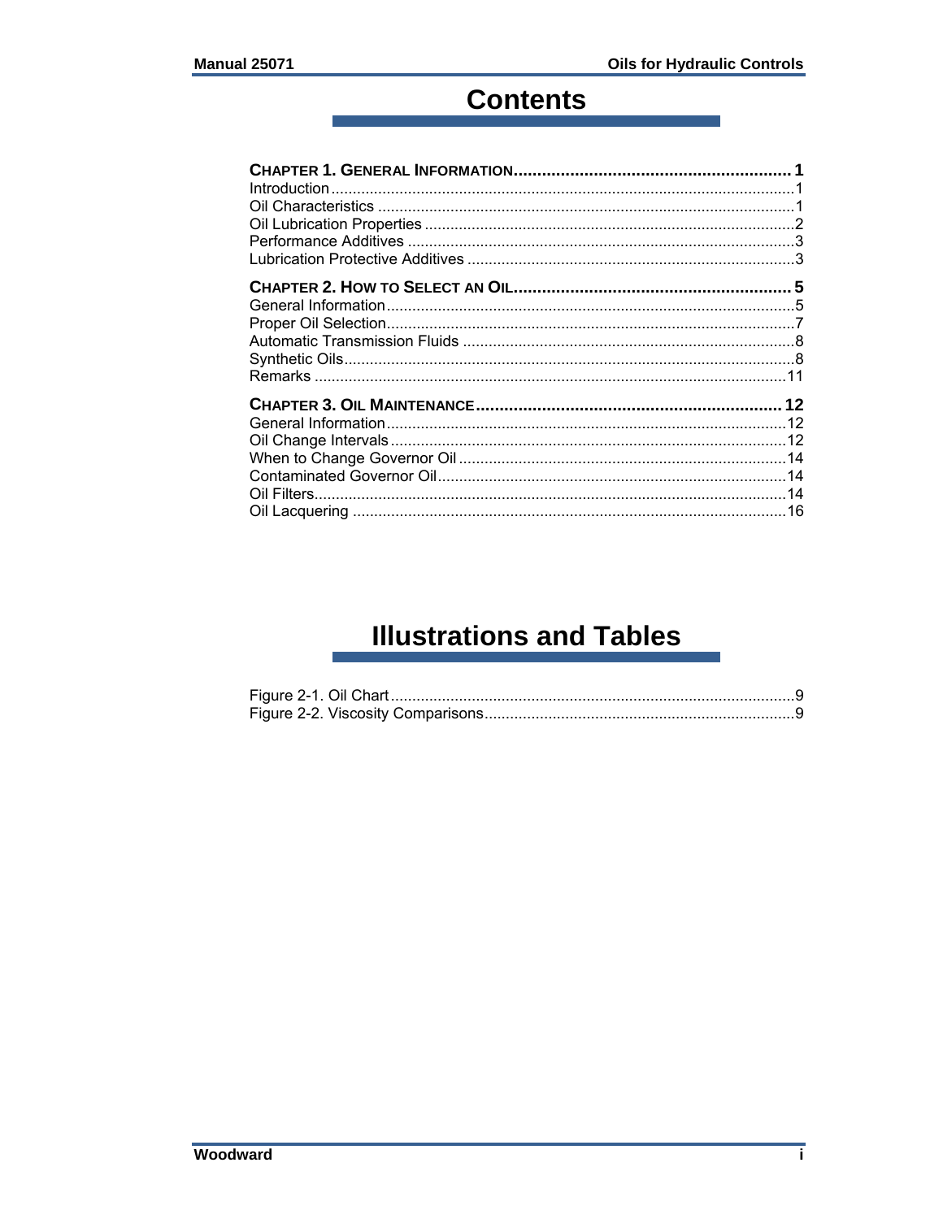# Contents

**CHAPTER 1. GENERAL INFORMATION........................................................ 1**
Introduction............................................................................................1
Oil Characteristics ..................................................................................1
Oil Lubrication Properties ......................................................................2
Performance Additives ...........................................................................3
Lubrication Protective Additives .............................................................3

**CHAPTER 2. HOW TO SELECT AN OIL........................................................ 5**
General Information...............................................................................5
Proper Oil Selection................................................................................7
Automatic Transmission Fluids ..............................................................8
Synthetic Oils..........................................................................................8
Remarks ...............................................................................................11

**CHAPTER 3. OIL MAINTENANCE................................................................ 12**
General Information..............................................................................12
Oil Change Intervals.............................................................................12
When to Change Governor Oil .............................................................14
Contaminated Governor Oil..................................................................14
Oil Filters...............................................................................................14
Oil Lacquering ......................................................................................16

# Illustrations and Tables

Figure 2-1. Oil Chart..............................................................................9
Figure 2-2. Viscosity Comparisons........................................................9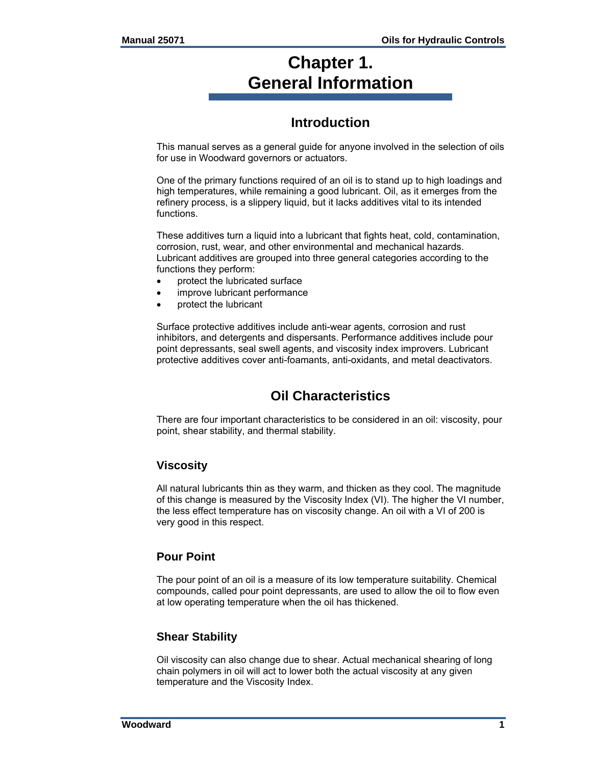# Chapter 1.
# General Information

## Introduction

This manual serves as a general guide for anyone involved in the selection of oils for use in Woodward governors or actuators.

One of the primary functions required of an oil is to stand up to high loadings and high temperatures, while remaining a good lubricant. Oil, as it emerges from the refinery process, is a slippery liquid, but it lacks additives vital to its intended functions.

These additives turn a liquid into a lubricant that fights heat, cold, contamination, corrosion, rust, wear, and other environmental and mechanical hazards. Lubricant additives are grouped into three general categories according to the functions they perform:

- protect the lubricated surface
- improve lubricant performance
- protect the lubricant

Surface protective additives include anti-wear agents, corrosion and rust inhibitors, and detergents and dispersants. Performance additives include pour point depressants, seal swell agents, and viscosity index improvers. Lubricant protective additives cover anti-foamants, anti-oxidants, and metal deactivators.

## Oil Characteristics

There are four important characteristics to be considered in an oil: viscosity, pour point, shear stability, and thermal stability.

### Viscosity

All natural lubricants thin as they warm, and thicken as they cool. The magnitude of this change is measured by the Viscosity Index (VI). The higher the VI number, the less effect temperature has on viscosity change. An oil with a VI of 200 is very good in this respect.

### Pour Point

The pour point of an oil is a measure of its low temperature suitability. Chemical compounds, called pour point depressants, are used to allow the oil to flow even at low operating temperature when the oil has thickened.

### Shear Stability

Oil viscosity can also change due to shear. Actual mechanical shearing of long chain polymers in oil will act to lower both the actual viscosity at any given temperature and the Viscosity Index.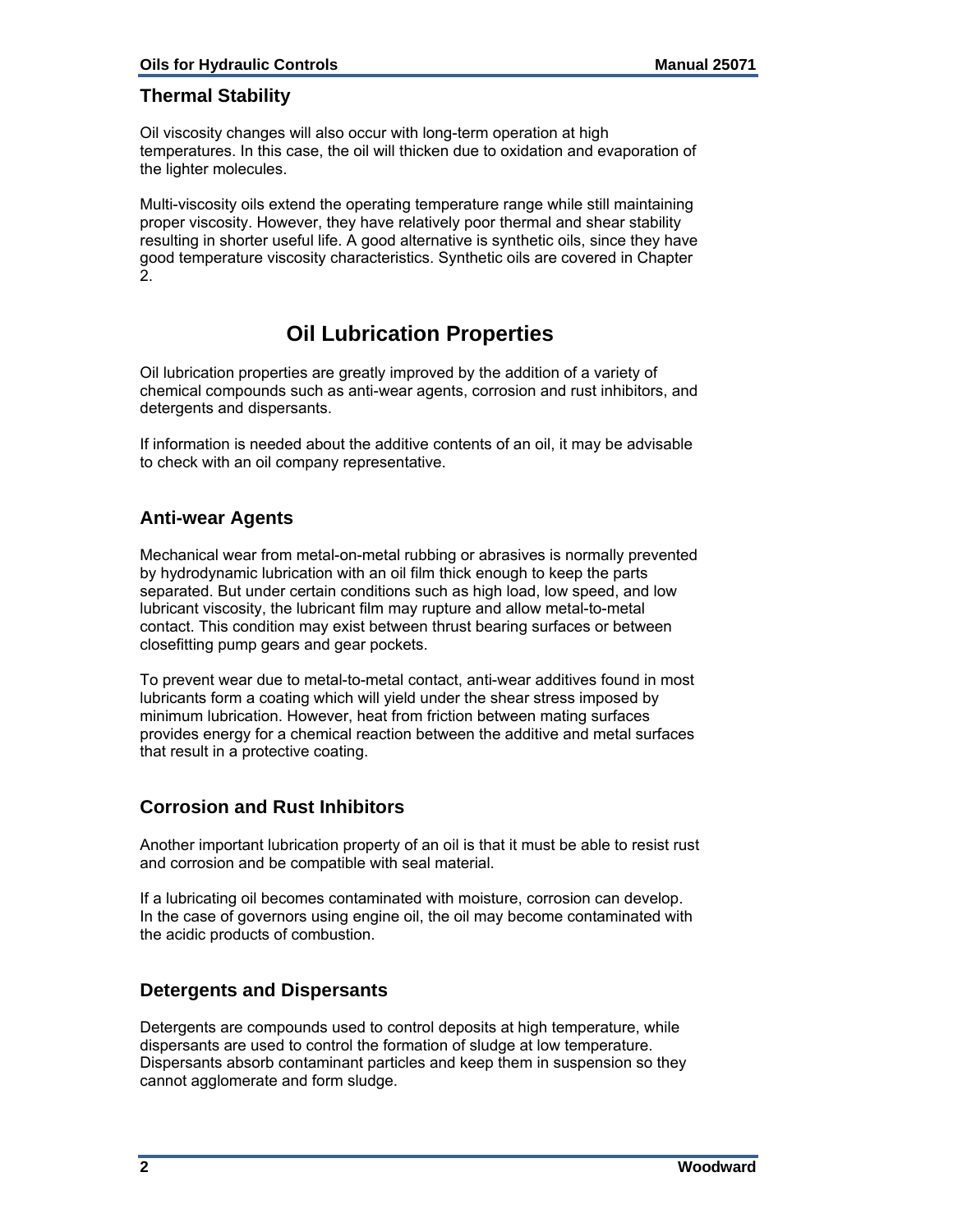### Thermal Stability

Oil viscosity changes will also occur with long-term operation at high temperatures. In this case, the oil will thicken due to oxidation and evaporation of the lighter molecules.

Multi-viscosity oils extend the operating temperature range while still maintaining proper viscosity. However, they have relatively poor thermal and shear stability resulting in shorter useful life. A good alternative is synthetic oils, since they have good temperature viscosity characteristics. Synthetic oils are covered in Chapter 2.

## Oil Lubrication Properties

Oil lubrication properties are greatly improved by the addition of a variety of chemical compounds such as anti-wear agents, corrosion and rust inhibitors, and detergents and dispersants.

If information is needed about the additive contents of an oil, it may be advisable to check with an oil company representative.

### Anti-wear Agents

Mechanical wear from metal-on-metal rubbing or abrasives is normally prevented by hydrodynamic lubrication with an oil film thick enough to keep the parts separated. But under certain conditions such as high load, low speed, and low lubricant viscosity, the lubricant film may rupture and allow metal-to-metal contact. This condition may exist between thrust bearing surfaces or between closefitting pump gears and gear pockets.

To prevent wear due to metal-to-metal contact, anti-wear additives found in most lubricants form a coating which will yield under the shear stress imposed by minimum lubrication. However, heat from friction between mating surfaces provides energy for a chemical reaction between the additive and metal surfaces that result in a protective coating.

### Corrosion and Rust Inhibitors

Another important lubrication property of an oil is that it must be able to resist rust and corrosion and be compatible with seal material.

If a lubricating oil becomes contaminated with moisture, corrosion can develop. In the case of governors using engine oil, the oil may become contaminated with the acidic products of combustion.

### Detergents and Dispersants

Detergents are compounds used to control deposits at high temperature, while dispersants are used to control the formation of sludge at low temperature. Dispersants absorb contaminant particles and keep them in suspension so they cannot agglomerate and form sludge.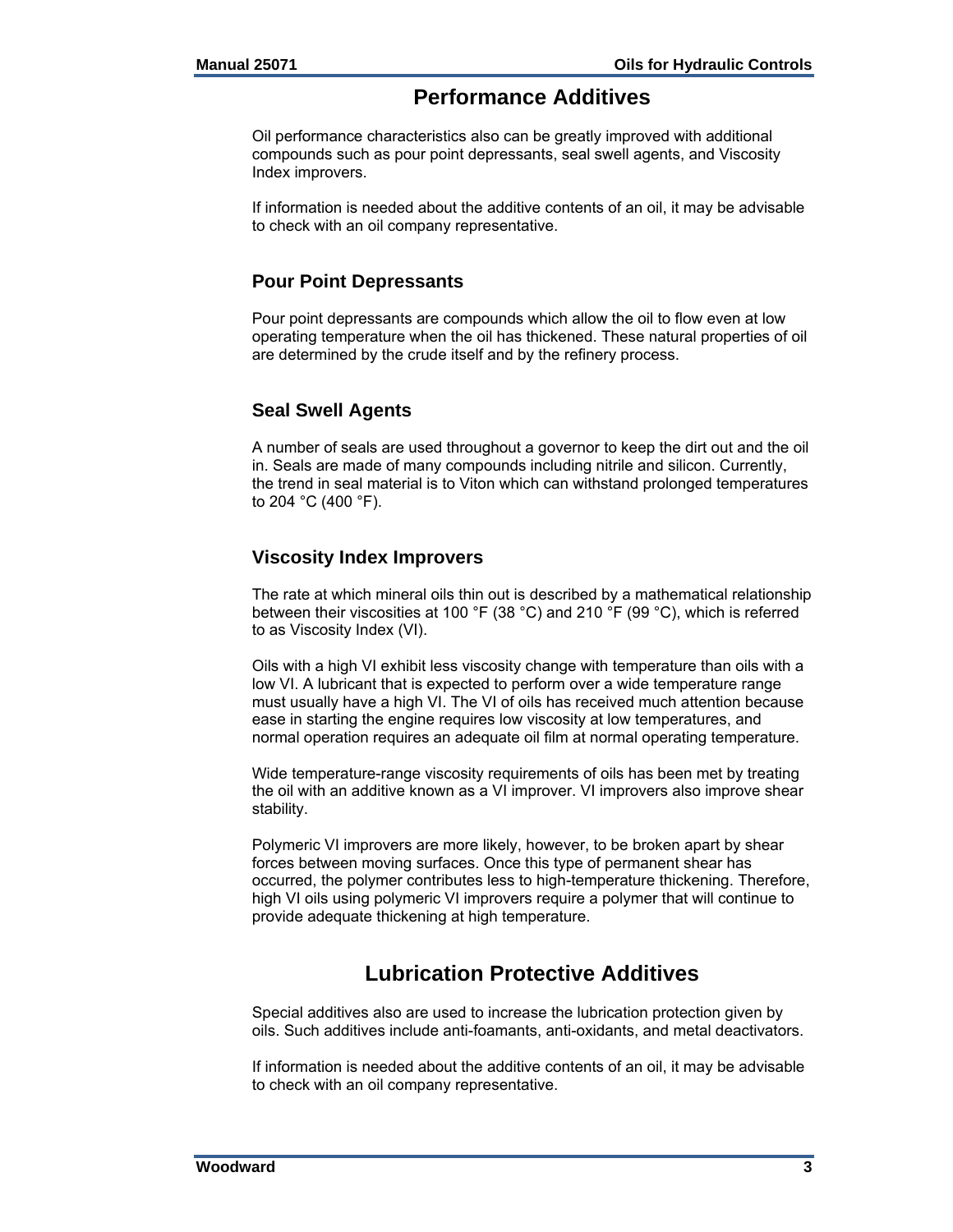## Performance Additives

Oil performance characteristics also can be greatly improved with additional compounds such as pour point depressants, seal swell agents, and Viscosity Index improvers.

If information is needed about the additive contents of an oil, it may be advisable to check with an oil company representative.

### Pour Point Depressants

Pour point depressants are compounds which allow the oil to flow even at low operating temperature when the oil has thickened. These natural properties of oil are determined by the crude itself and by the refinery process.

### Seal Swell Agents

A number of seals are used throughout a governor to keep the dirt out and the oil in. Seals are made of many compounds including nitrile and silicon. Currently, the trend in seal material is to Viton which can withstand prolonged temperatures to 204 °C (400 °F).

### Viscosity Index Improvers

The rate at which mineral oils thin out is described by a mathematical relationship between their viscosities at 100 °F (38 °C) and 210 °F (99 °C), which is referred to as Viscosity Index (VI).

Oils with a high VI exhibit less viscosity change with temperature than oils with a low VI. A lubricant that is expected to perform over a wide temperature range must usually have a high VI. The VI of oils has received much attention because ease in starting the engine requires low viscosity at low temperatures, and normal operation requires an adequate oil film at normal operating temperature.

Wide temperature-range viscosity requirements of oils has been met by treating the oil with an additive known as a VI improver. VI improvers also improve shear stability.

Polymeric VI improvers are more likely, however, to be broken apart by shear forces between moving surfaces. Once this type of permanent shear has occurred, the polymer contributes less to high-temperature thickening. Therefore, high VI oils using polymeric VI improvers require a polymer that will continue to provide adequate thickening at high temperature.

## Lubrication Protective Additives

Special additives also are used to increase the lubrication protection given by oils. Such additives include anti-foamants, anti-oxidants, and metal deactivators.

If information is needed about the additive contents of an oil, it may be advisable to check with an oil company representative.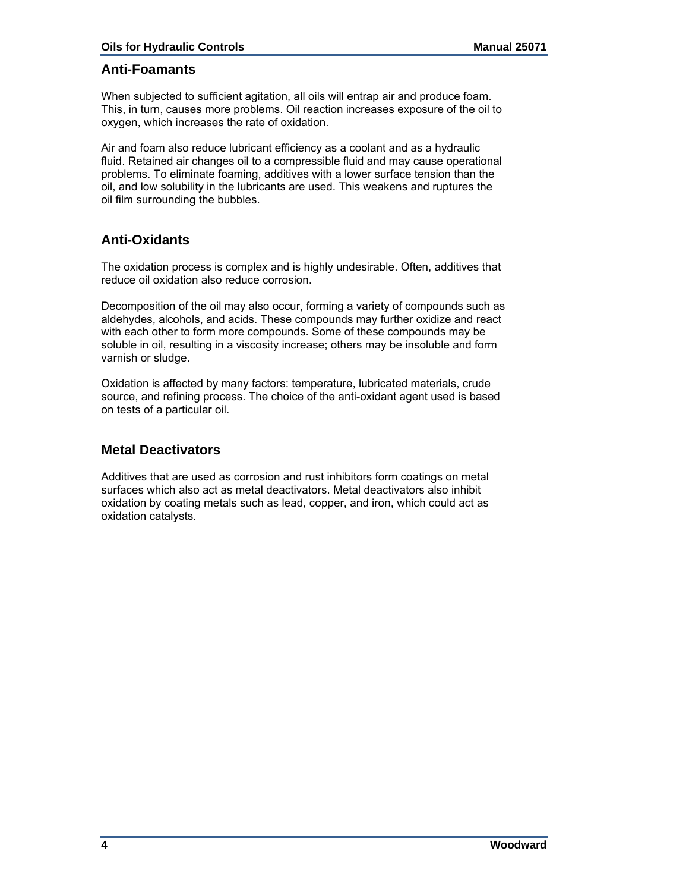## Anti-Foamants

When subjected to sufficient agitation, all oils will entrap air and produce foam. This, in turn, causes more problems. Oil reaction increases exposure of the oil to oxygen, which increases the rate of oxidation.

Air and foam also reduce lubricant efficiency as a coolant and as a hydraulic fluid. Retained air changes oil to a compressible fluid and may cause operational problems. To eliminate foaming, additives with a lower surface tension than the oil, and low solubility in the lubricants are used. This weakens and ruptures the oil film surrounding the bubbles.

## Anti-Oxidants

The oxidation process is complex and is highly undesirable. Often, additives that reduce oil oxidation also reduce corrosion.

Decomposition of the oil may also occur, forming a variety of compounds such as aldehydes, alcohols, and acids. These compounds may further oxidize and react with each other to form more compounds. Some of these compounds may be soluble in oil, resulting in a viscosity increase; others may be insoluble and form varnish or sludge.

Oxidation is affected by many factors: temperature, lubricated materials, crude source, and refining process. The choice of the anti-oxidant agent used is based on tests of a particular oil.

## Metal Deactivators

Additives that are used as corrosion and rust inhibitors form coatings on metal surfaces which also act as metal deactivators. Metal deactivators also inhibit oxidation by coating metals such as lead, copper, and iron, which could act as oxidation catalysts.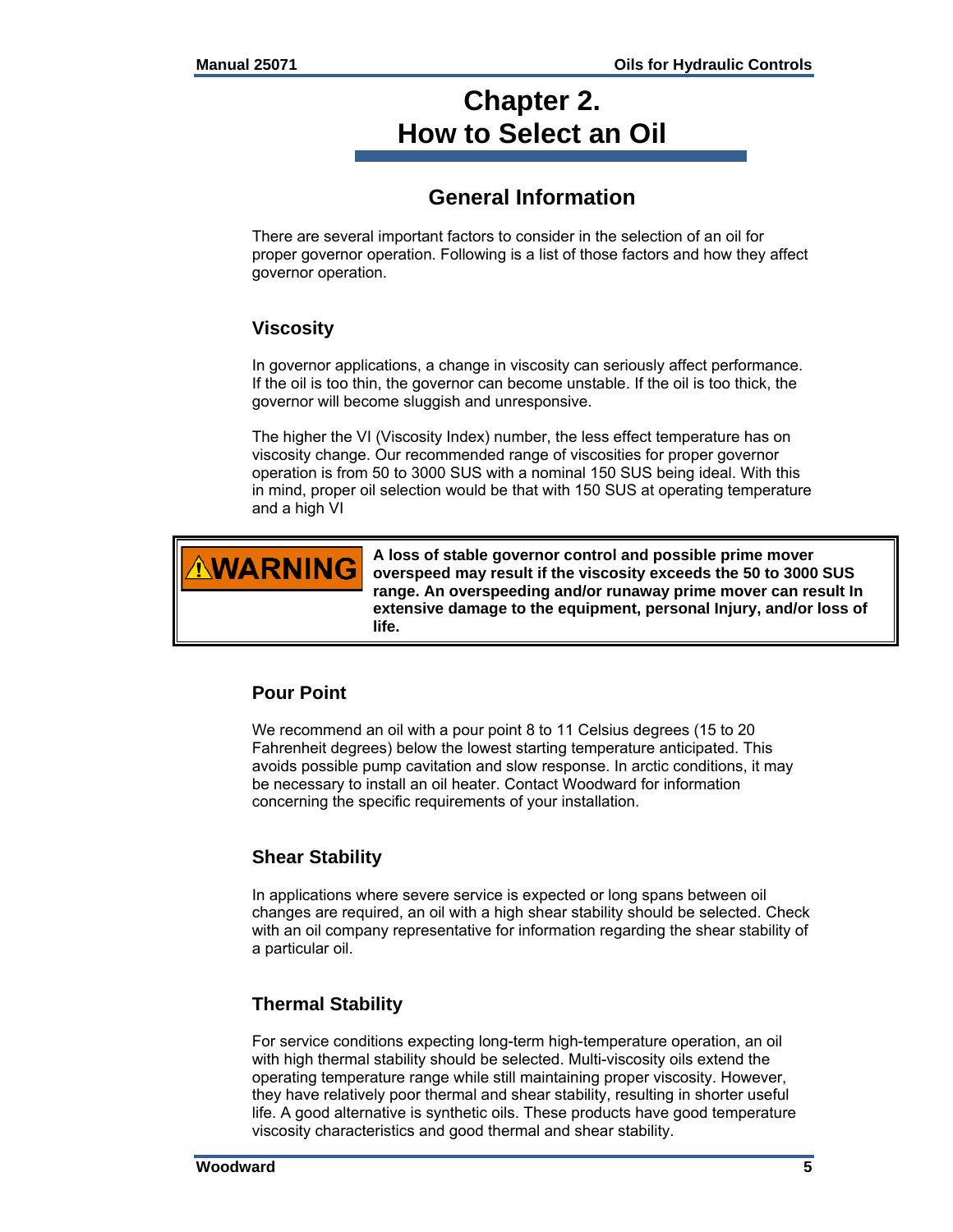# Chapter 2. How to Select an Oil

## General Information

There are several important factors to consider in the selection of an oil for proper governor operation. Following is a list of those factors and how they affect governor operation.

### Viscosity

In governor applications, a change in viscosity can seriously affect performance. If the oil is too thin, the governor can become unstable. If the oil is too thick, the governor will become sluggish and unresponsive.

The higher the VI (Viscosity Index) number, the less effect temperature has on viscosity change. Our recommended range of viscosities for proper governor operation is from 50 to 3000 SUS with a nominal 150 SUS being ideal. With this in mind, proper oil selection would be that with 150 SUS at operating temperature and a high VI

> **⚠WARNING**
>
> **A loss of stable governor control and possible prime mover overspeed may result if the viscosity exceeds the 50 to 3000 SUS range. An overspeeding and/or runaway prime mover can result In extensive damage to the equipment, personal Injury, and/or loss of life.**

### Pour Point

We recommend an oil with a pour point 8 to 11 Celsius degrees (15 to 20 Fahrenheit degrees) below the lowest starting temperature anticipated. This avoids possible pump cavitation and slow response. In arctic conditions, it may be necessary to install an oil heater. Contact Woodward for information concerning the specific requirements of your installation.

### Shear Stability

In applications where severe service is expected or long spans between oil changes are required, an oil with a high shear stability should be selected. Check with an oil company representative for information regarding the shear stability of a particular oil.

### Thermal Stability

For service conditions expecting long-term high-temperature operation, an oil with high thermal stability should be selected. Multi-viscosity oils extend the operating temperature range while still maintaining proper viscosity. However, they have relatively poor thermal and shear stability, resulting in shorter useful life. A good alternative is synthetic oils. These products have good temperature viscosity characteristics and good thermal and shear stability.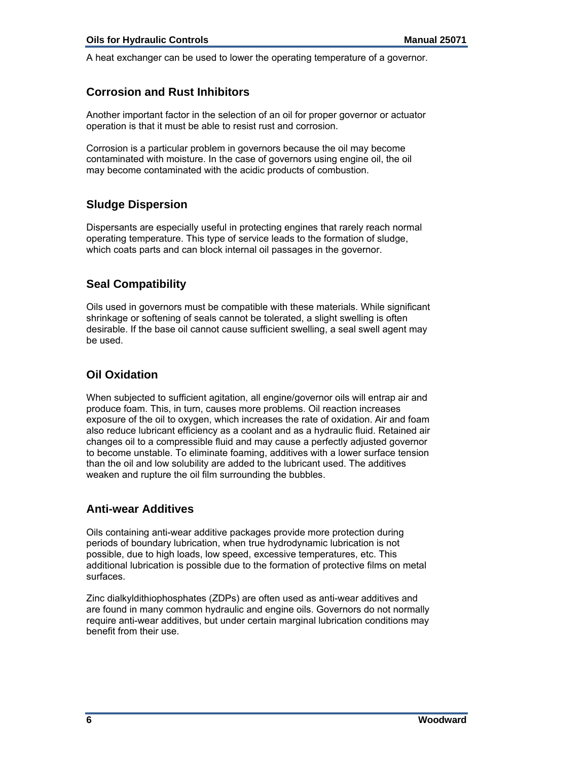A heat exchanger can be used to lower the operating temperature of a governor.

## Corrosion and Rust Inhibitors

Another important factor in the selection of an oil for proper governor or actuator operation is that it must be able to resist rust and corrosion.

Corrosion is a particular problem in governors because the oil may become contaminated with moisture. In the case of governors using engine oil, the oil may become contaminated with the acidic products of combustion.

## Sludge Dispersion

Dispersants are especially useful in protecting engines that rarely reach normal operating temperature. This type of service leads to the formation of sludge, which coats parts and can block internal oil passages in the governor.

## Seal Compatibility

Oils used in governors must be compatible with these materials. While significant shrinkage or softening of seals cannot be tolerated, a slight swelling is often desirable. If the base oil cannot cause sufficient swelling, a seal swell agent may be used.

## Oil Oxidation

When subjected to sufficient agitation, all engine/governor oils will entrap air and produce foam. This, in turn, causes more problems. Oil reaction increases exposure of the oil to oxygen, which increases the rate of oxidation. Air and foam also reduce lubricant efficiency as a coolant and as a hydraulic fluid. Retained air changes oil to a compressible fluid and may cause a perfectly adjusted governor to become unstable. To eliminate foaming, additives with a lower surface tension than the oil and low solubility are added to the lubricant used. The additives weaken and rupture the oil film surrounding the bubbles.

## Anti-wear Additives

Oils containing anti-wear additive packages provide more protection during periods of boundary lubrication, when true hydrodynamic lubrication is not possible, due to high loads, low speed, excessive temperatures, etc. This additional lubrication is possible due to the formation of protective films on metal surfaces.

Zinc dialkyldithiophosphates (ZDPs) are often used as anti-wear additives and are found in many common hydraulic and engine oils. Governors do not normally require anti-wear additives, but under certain marginal lubrication conditions may benefit from their use.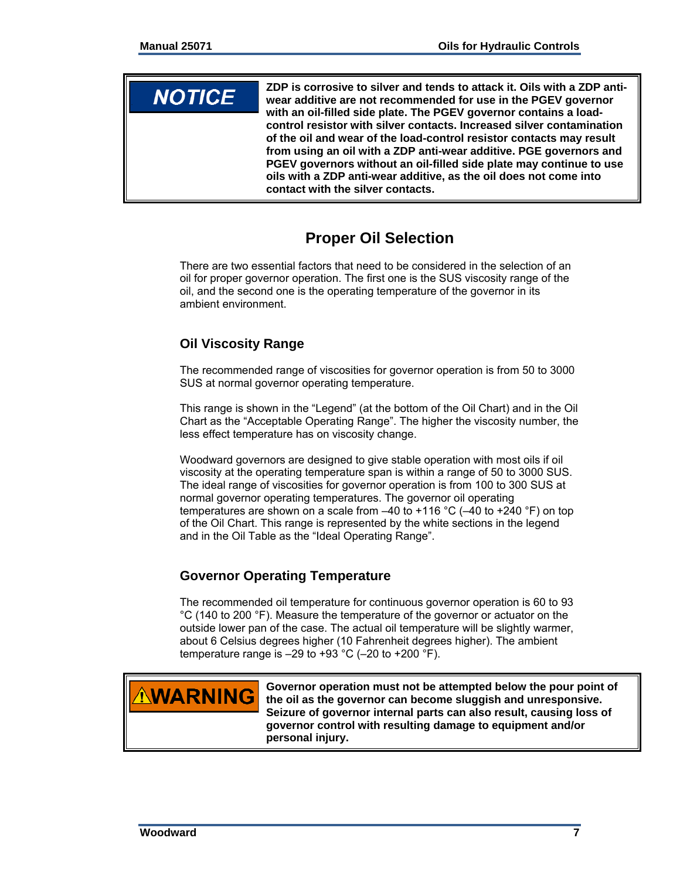**NOTICE**

**ZDP is corrosive to silver and tends to attack it. Oils with a ZDP anti-wear additive are not recommended for use in the PGEV governor with an oil-filled side plate. The PGEV governor contains a load-control resistor with silver contacts. Increased silver contamination of the oil and wear of the load-control resistor contacts may result from using an oil with a ZDP anti-wear additive. PGE governors and PGEV governors without an oil-filled side plate may continue to use oils with a ZDP anti-wear additive, as the oil does not come into contact with the silver contacts.**

## Proper Oil Selection

There are two essential factors that need to be considered in the selection of an oil for proper governor operation. The first one is the SUS viscosity range of the oil, and the second one is the operating temperature of the governor in its ambient environment.

### Oil Viscosity Range

The recommended range of viscosities for governor operation is from 50 to 3000 SUS at normal governor operating temperature.

This range is shown in the "Legend" (at the bottom of the Oil Chart) and in the Oil Chart as the "Acceptable Operating Range". The higher the viscosity number, the less effect temperature has on viscosity change.

Woodward governors are designed to give stable operation with most oils if oil viscosity at the operating temperature span is within a range of 50 to 3000 SUS. The ideal range of viscosities for governor operation is from 100 to 300 SUS at normal governor operating temperatures. The governor oil operating temperatures are shown on a scale from –40 to +116 °C (–40 to +240 °F) on top of the Oil Chart. This range is represented by the white sections in the legend and in the Oil Table as the "Ideal Operating Range".

### Governor Operating Temperature

The recommended oil temperature for continuous governor operation is 60 to 93 °C (140 to 200 °F). Measure the temperature of the governor or actuator on the outside lower pan of the case. The actual oil temperature will be slightly warmer, about 6 Celsius degrees higher (10 Fahrenheit degrees higher). The ambient temperature range is –29 to +93 °C (–20 to +200 °F).

**⚠WARNING**

**Governor operation must not be attempted below the pour point of the oil as the governor can become sluggish and unresponsive. Seizure of governor internal parts can also result, causing loss of governor control with resulting damage to equipment and/or personal injury.**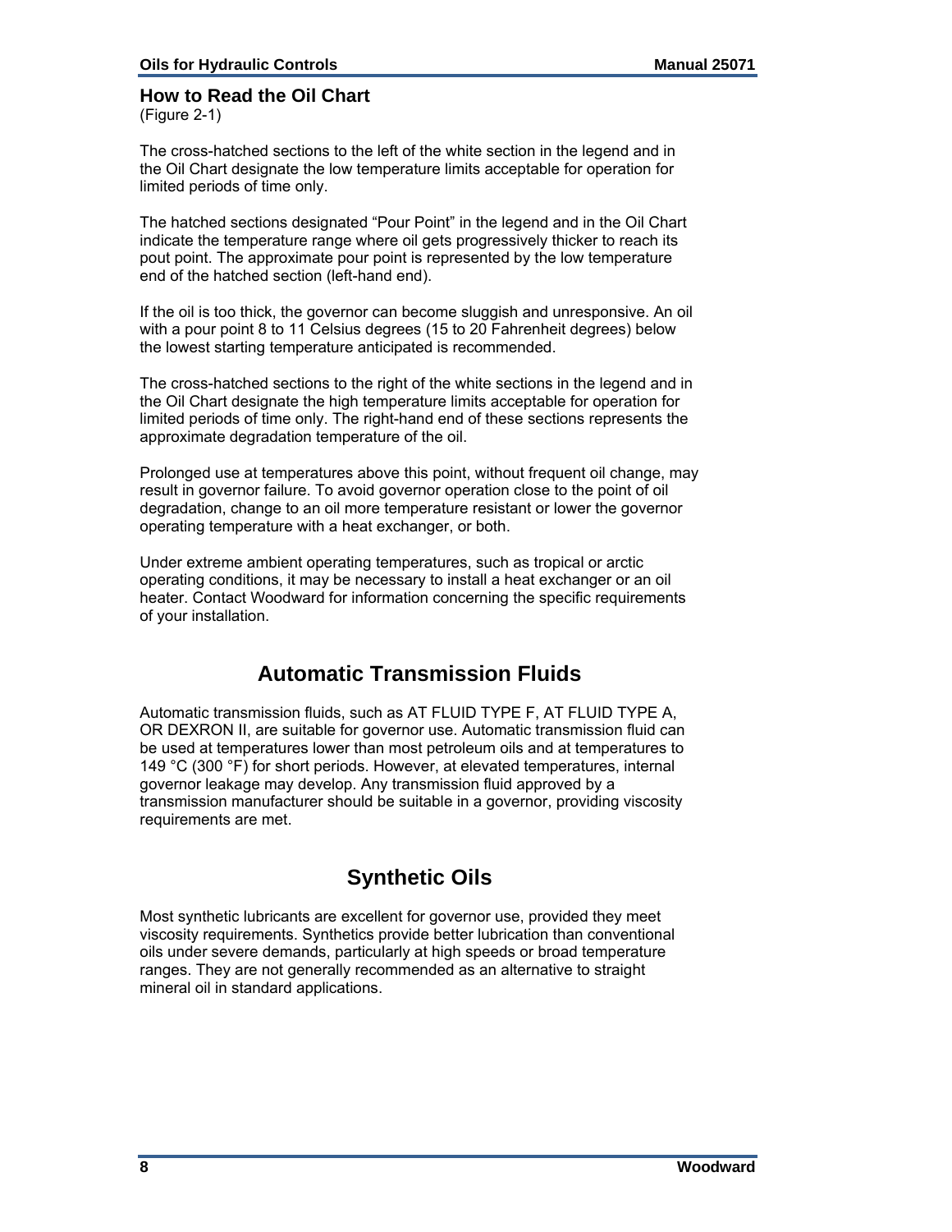### How to Read the Oil Chart

(Figure 2-1)

The cross-hatched sections to the left of the white section in the legend and in the Oil Chart designate the low temperature limits acceptable for operation for limited periods of time only.

The hatched sections designated "Pour Point" in the legend and in the Oil Chart indicate the temperature range where oil gets progressively thicker to reach its pout point. The approximate pour point is represented by the low temperature end of the hatched section (left-hand end).

If the oil is too thick, the governor can become sluggish and unresponsive. An oil with a pour point 8 to 11 Celsius degrees (15 to 20 Fahrenheit degrees) below the lowest starting temperature anticipated is recommended.

The cross-hatched sections to the right of the white sections in the legend and in the Oil Chart designate the high temperature limits acceptable for operation for limited periods of time only. The right-hand end of these sections represents the approximate degradation temperature of the oil.

Prolonged use at temperatures above this point, without frequent oil change, may result in governor failure. To avoid governor operation close to the point of oil degradation, change to an oil more temperature resistant or lower the governor operating temperature with a heat exchanger, or both.

Under extreme ambient operating temperatures, such as tropical or arctic operating conditions, it may be necessary to install a heat exchanger or an oil heater. Contact Woodward for information concerning the specific requirements of your installation.

## Automatic Transmission Fluids

Automatic transmission fluids, such as AT FLUID TYPE F, AT FLUID TYPE A, OR DEXRON II, are suitable for governor use. Automatic transmission fluid can be used at temperatures lower than most petroleum oils and at temperatures to 149 °C (300 °F) for short periods. However, at elevated temperatures, internal governor leakage may develop. Any transmission fluid approved by a transmission manufacturer should be suitable in a governor, providing viscosity requirements are met.

## Synthetic Oils

Most synthetic lubricants are excellent for governor use, provided they meet viscosity requirements. Synthetics provide better lubrication than conventional oils under severe demands, particularly at high speeds or broad temperature ranges. They are not generally recommended as an alternative to straight mineral oil in standard applications.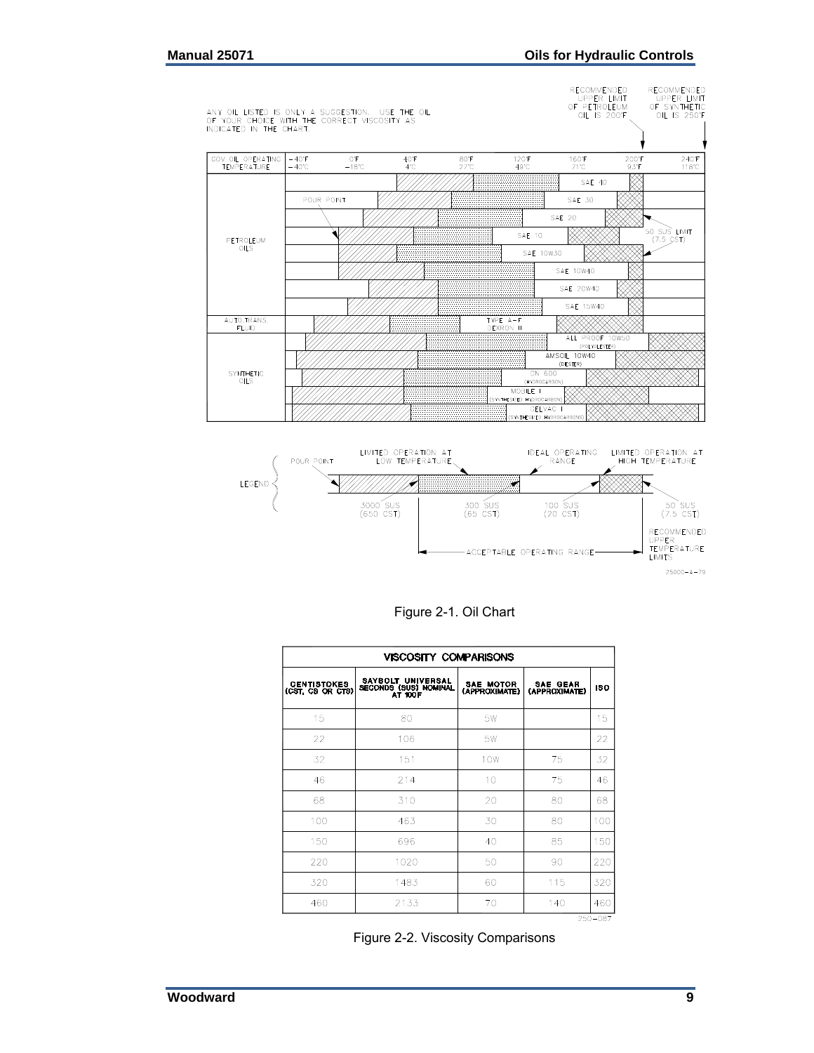ANY OIL LISTED IS ONLY A SUGGESTION. USE THE OIL OF YOUR CHOICE WITH THE CORRECT VISCOSITY AS INDICATED IN THE CHART.

RECOMMENDED UPPER LIMIT OF PETROLEUM OIL IS 200°F

RECOMMENDED UPPER LIMIT OF SYNTHETIC OIL IS 250°F

| GOV. OIL OPERATING TEMPERATURE | -40°F -40°C | 0°F -18°C | 40°F 4°C | 80°F 27°C | 120°F 49°C | 160°F 71°C | 200°F 93°C | 240°F 116°C |
|---|---|---|---|---|---|---|---|---|
| PETROLEUM OILS | SAE 40 | | | | | | | |
| | SAE 30 | | | | | | | |
| | SAE 20 | | | | | | | |
| | SAE 10 | | | | | | | |
| | SAE 10W30 | | | | | | | |
| | SAE 10W40 | | | | | | | |
| | SAE 20W40 | | | | | | | |
| | SAE 15W40 | | | | | | | |
| AUTO.TRANS. FLUID | TYPE A-F DEXRON II | | | | | | | |
| SYNTHETIC OILS | ALL PROOF 10W50 (POLYOLESTER) | | | | | | | |
| | AMSOIL 10W40 (DIESTER) | | | | | | | |
| | DN 600 (HYDROCARBON) | | | | | | | |
| | MOBILE I (SYNTHESIZED HYDROCARBON) | | | | | | | |
| | DELVAC I (SYNTHESIZED HYDROCARBONS) | | | | | | | |

POUR POINT

50 SUS LIMIT (7.5 CST)

LEGEND: POUR POINT — LIMITED OPERATION AT LOW TEMPERATURE — IDEAL OPERATING RANGE — LIMITED OPERATION AT HIGH TEMPERATURE

3000 SUS (650 CST) — 300 SUS (65 CST) — 100 SUS (20 CST) — 50 SUS (7.5 CST)

ACCEPTABLE OPERATING RANGE

RECOMMENDED UPPER TEMPERATURE LIMITS

25000-3-79

Figure 2-1. Oil Chart

| VISCOSITY COMPARISONS | | | | |
|---|---|---|---|---|
| CENTISTOKES (CST, CS OR CTS) | SAYBOLT UNIVERSAL SECONDS (SUS) NOMINAL AT 100F | SAE MOTOR (APPROXIMATE) | SAE GEAR (APPROXIMATE) | ISO |
| 15 | 80 | 5W | | 15 |
| 22 | 106 | 5W | | 22 |
| 32 | 151 | 10W | 75 | 32 |
| 46 | 214 | 10 | 75 | 46 |
| 68 | 310 | 20 | 80 | 68 |
| 100 | 463 | 30 | 80 | 100 |
| 150 | 696 | 40 | 85 | 150 |
| 220 | 1020 | 50 | 90 | 220 |
| 320 | 1483 | 60 | 115 | 320 |
| 460 | 2133 | 70 | 140 | 460 |

250-087

Figure 2-2. Viscosity Comparisons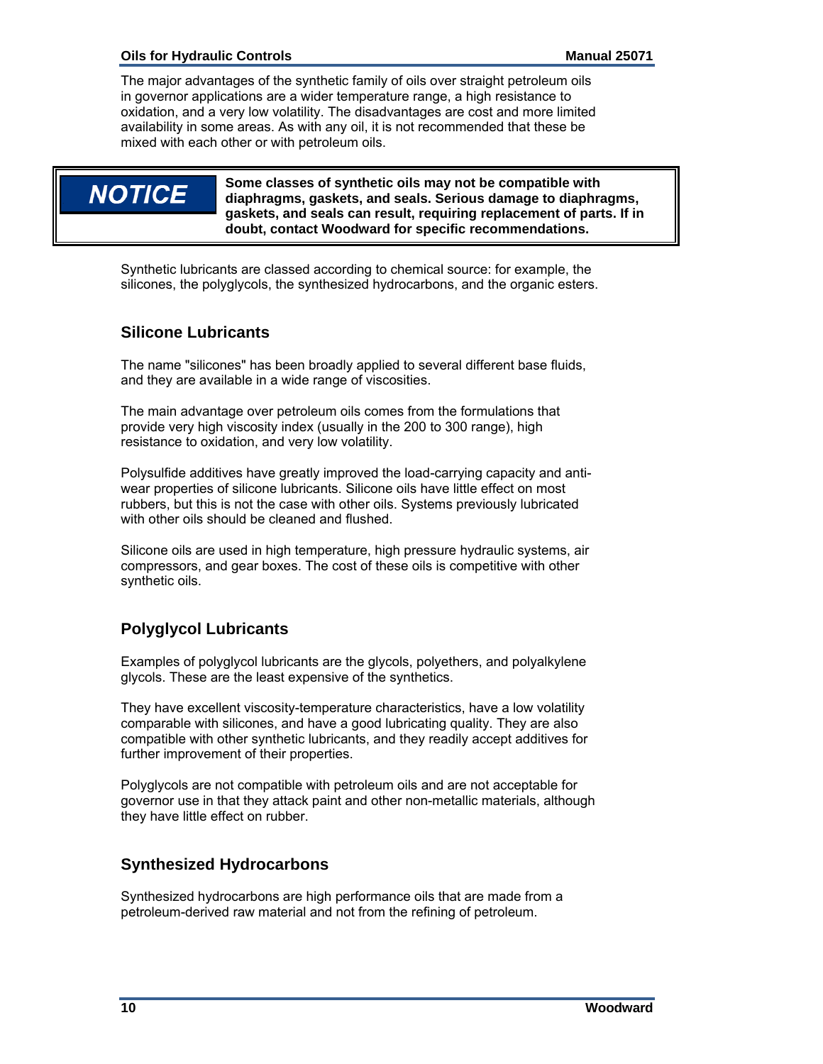The major advantages of the synthetic family of oils over straight petroleum oils in governor applications are a wider temperature range, a high resistance to oxidation, and a very low volatility. The disadvantages are cost and more limited availability in some areas. As with any oil, it is not recommended that these be mixed with each other or with petroleum oils.

> **NOTICE**
>
> **Some classes of synthetic oils may not be compatible with diaphragms, gaskets, and seals. Serious damage to diaphragms, gaskets, and seals can result, requiring replacement of parts. If in doubt, contact Woodward for specific recommendations.**

Synthetic lubricants are classed according to chemical source: for example, the silicones, the polyglycols, the synthesized hydrocarbons, and the organic esters.

## Silicone Lubricants

The name "silicones" has been broadly applied to several different base fluids, and they are available in a wide range of viscosities.

The main advantage over petroleum oils comes from the formulations that provide very high viscosity index (usually in the 200 to 300 range), high resistance to oxidation, and very low volatility.

Polysulfide additives have greatly improved the load-carrying capacity and anti-wear properties of silicone lubricants. Silicone oils have little effect on most rubbers, but this is not the case with other oils. Systems previously lubricated with other oils should be cleaned and flushed.

Silicone oils are used in high temperature, high pressure hydraulic systems, air compressors, and gear boxes. The cost of these oils is competitive with other synthetic oils.

## Polyglycol Lubricants

Examples of polyglycol lubricants are the glycols, polyethers, and polyalkylene glycols. These are the least expensive of the synthetics.

They have excellent viscosity-temperature characteristics, have a low volatility comparable with silicones, and have a good lubricating quality. They are also compatible with other synthetic lubricants, and they readily accept additives for further improvement of their properties.

Polyglycols are not compatible with petroleum oils and are not acceptable for governor use in that they attack paint and other non-metallic materials, although they have little effect on rubber.

## Synthesized Hydrocarbons

Synthesized hydrocarbons are high performance oils that are made from a petroleum-derived raw material and not from the refining of petroleum.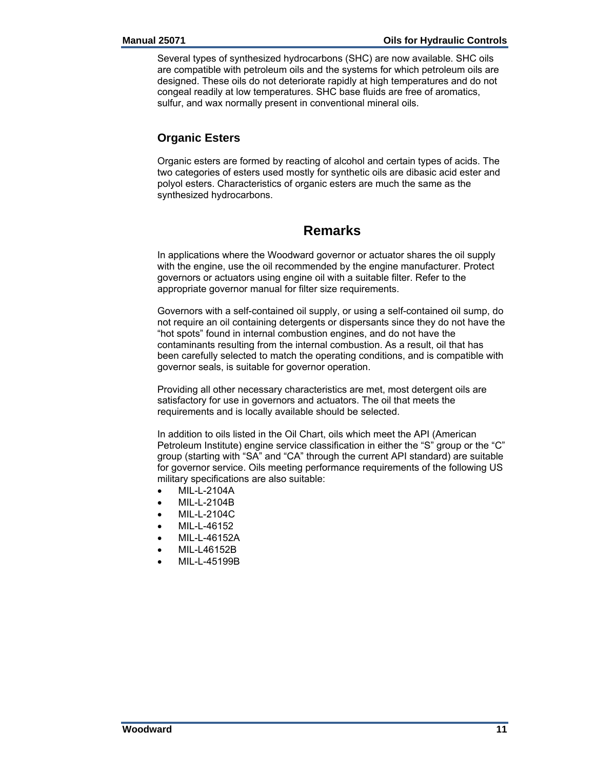Several types of synthesized hydrocarbons (SHC) are now available. SHC oils are compatible with petroleum oils and the systems for which petroleum oils are designed. These oils do not deteriorate rapidly at high temperatures and do not congeal readily at low temperatures. SHC base fluids are free of aromatics, sulfur, and wax normally present in conventional mineral oils.

### Organic Esters

Organic esters are formed by reacting of alcohol and certain types of acids. The two categories of esters used mostly for synthetic oils are dibasic acid ester and polyol esters. Characteristics of organic esters are much the same as the synthesized hydrocarbons.

## Remarks

In applications where the Woodward governor or actuator shares the oil supply with the engine, use the oil recommended by the engine manufacturer. Protect governors or actuators using engine oil with a suitable filter. Refer to the appropriate governor manual for filter size requirements.

Governors with a self-contained oil supply, or using a self-contained oil sump, do not require an oil containing detergents or dispersants since they do not have the "hot spots" found in internal combustion engines, and do not have the contaminants resulting from the internal combustion. As a result, oil that has been carefully selected to match the operating conditions, and is compatible with governor seals, is suitable for governor operation.

Providing all other necessary characteristics are met, most detergent oils are satisfactory for use in governors and actuators. The oil that meets the requirements and is locally available should be selected.

In addition to oils listed in the Oil Chart, oils which meet the API (American Petroleum Institute) engine service classification in either the "S" group or the "C" group (starting with "SA" and "CA" through the current API standard) are suitable for governor service. Oils meeting performance requirements of the following US military specifications are also suitable:

- MIL-L-2104A
- MIL-L-2104B
- MIL-L-2104C
- MIL-L-46152
- MIL-L-46152A
- MIL-L46152B
- MIL-L-45199B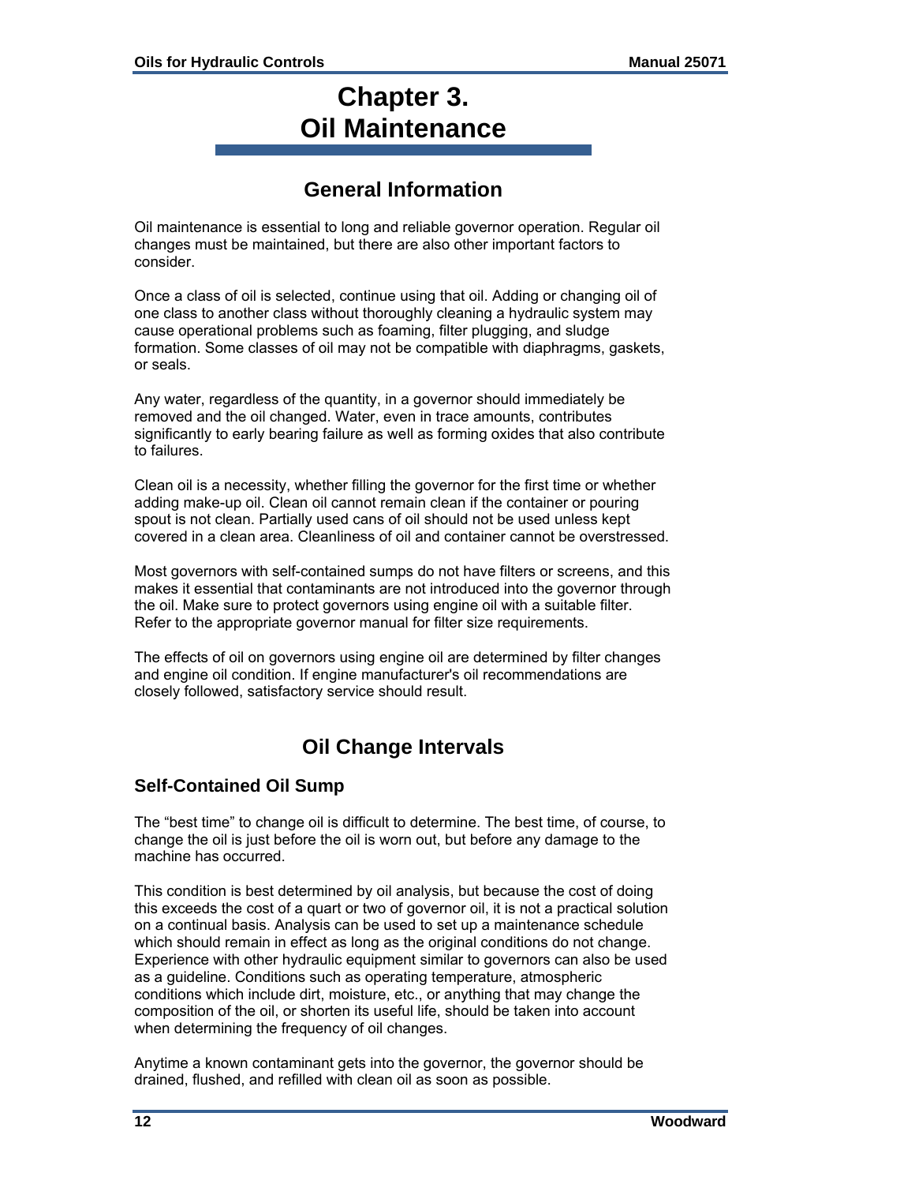# Chapter 3. Oil Maintenance

## General Information

Oil maintenance is essential to long and reliable governor operation. Regular oil changes must be maintained, but there are also other important factors to consider.

Once a class of oil is selected, continue using that oil. Adding or changing oil of one class to another class without thoroughly cleaning a hydraulic system may cause operational problems such as foaming, filter plugging, and sludge formation. Some classes of oil may not be compatible with diaphragms, gaskets, or seals.

Any water, regardless of the quantity, in a governor should immediately be removed and the oil changed. Water, even in trace amounts, contributes significantly to early bearing failure as well as forming oxides that also contribute to failures.

Clean oil is a necessity, whether filling the governor for the first time or whether adding make-up oil. Clean oil cannot remain clean if the container or pouring spout is not clean. Partially used cans of oil should not be used unless kept covered in a clean area. Cleanliness of oil and container cannot be overstressed.

Most governors with self-contained sumps do not have filters or screens, and this makes it essential that contaminants are not introduced into the governor through the oil. Make sure to protect governors using engine oil with a suitable filter. Refer to the appropriate governor manual for filter size requirements.

The effects of oil on governors using engine oil are determined by filter changes and engine oil condition. If engine manufacturer's oil recommendations are closely followed, satisfactory service should result.

## Oil Change Intervals

### Self-Contained Oil Sump

The “best time” to change oil is difficult to determine. The best time, of course, to change the oil is just before the oil is worn out, but before any damage to the machine has occurred.

This condition is best determined by oil analysis, but because the cost of doing this exceeds the cost of a quart or two of governor oil, it is not a practical solution on a continual basis. Analysis can be used to set up a maintenance schedule which should remain in effect as long as the original conditions do not change. Experience with other hydraulic equipment similar to governors can also be used as a guideline. Conditions such as operating temperature, atmospheric conditions which include dirt, moisture, etc., or anything that may change the composition of the oil, or shorten its useful life, should be taken into account when determining the frequency of oil changes.

Anytime a known contaminant gets into the governor, the governor should be drained, flushed, and refilled with clean oil as soon as possible.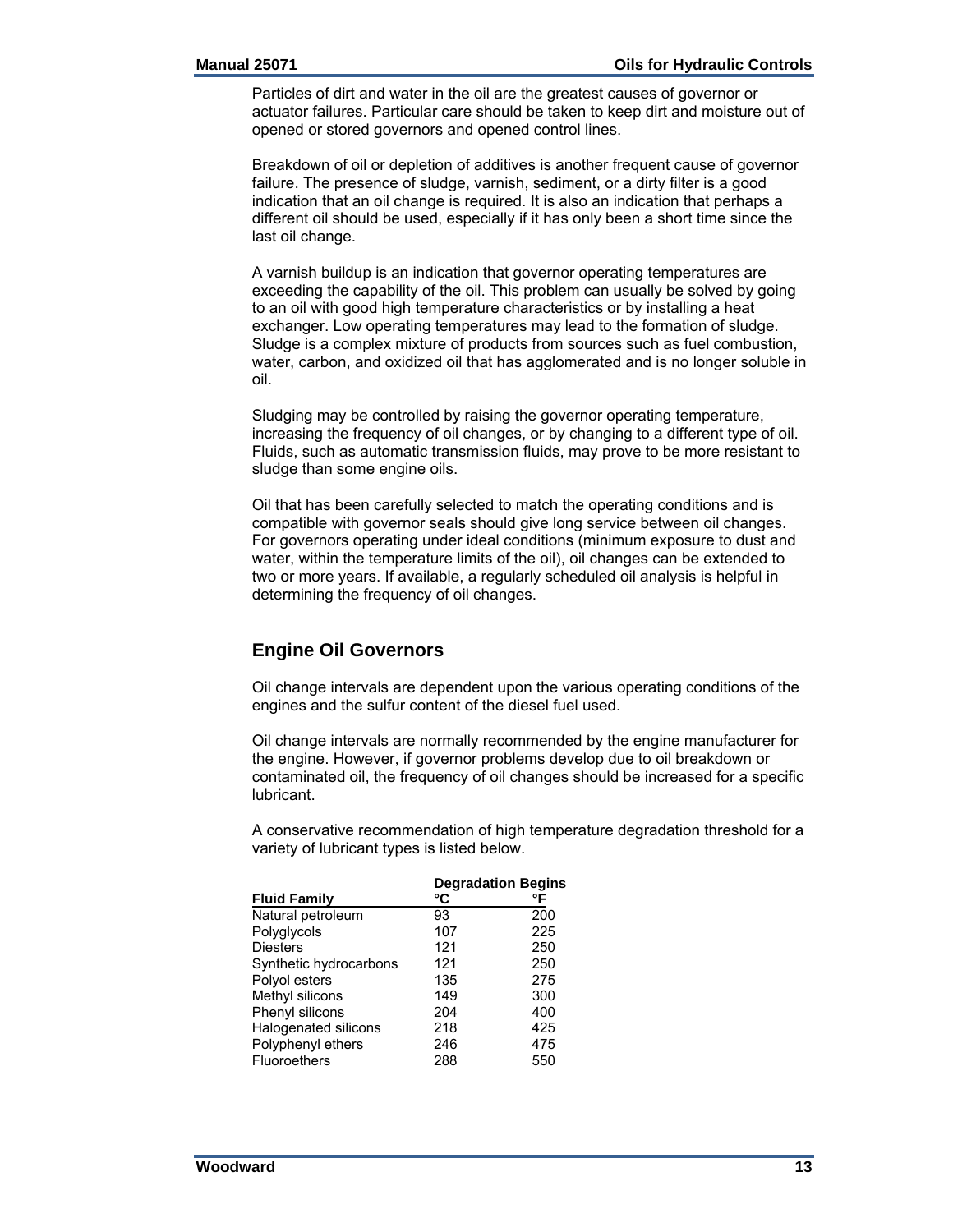Particles of dirt and water in the oil are the greatest causes of governor or actuator failures. Particular care should be taken to keep dirt and moisture out of opened or stored governors and opened control lines.

Breakdown of oil or depletion of additives is another frequent cause of governor failure. The presence of sludge, varnish, sediment, or a dirty filter is a good indication that an oil change is required. It is also an indication that perhaps a different oil should be used, especially if it has only been a short time since the last oil change.

A varnish buildup is an indication that governor operating temperatures are exceeding the capability of the oil. This problem can usually be solved by going to an oil with good high temperature characteristics or by installing a heat exchanger. Low operating temperatures may lead to the formation of sludge. Sludge is a complex mixture of products from sources such as fuel combustion, water, carbon, and oxidized oil that has agglomerated and is no longer soluble in oil.

Sludging may be controlled by raising the governor operating temperature, increasing the frequency of oil changes, or by changing to a different type of oil. Fluids, such as automatic transmission fluids, may prove to be more resistant to sludge than some engine oils.

Oil that has been carefully selected to match the operating conditions and is compatible with governor seals should give long service between oil changes. For governors operating under ideal conditions (minimum exposure to dust and water, within the temperature limits of the oil), oil changes can be extended to two or more years. If available, a regularly scheduled oil analysis is helpful in determining the frequency of oil changes.

## Engine Oil Governors

Oil change intervals are dependent upon the various operating conditions of the engines and the sulfur content of the diesel fuel used.

Oil change intervals are normally recommended by the engine manufacturer for the engine. However, if governor problems develop due to oil breakdown or contaminated oil, the frequency of oil changes should be increased for a specific lubricant.

A conservative recommendation of high temperature degradation threshold for a variety of lubricant types is listed below.

| | Degradation Begins | |
|---|---|---|
| **Fluid Family** | **°C** | **°F** |
| Natural petroleum | 93 | 200 |
| Polyglycols | 107 | 225 |
| Diesters | 121 | 250 |
| Synthetic hydrocarbons | 121 | 250 |
| Polyol esters | 135 | 275 |
| Methyl silicons | 149 | 300 |
| Phenyl silicons | 204 | 400 |
| Halogenated silicons | 218 | 425 |
| Polyphenyl ethers | 246 | 475 |
| Fluoroethers | 288 | 550 |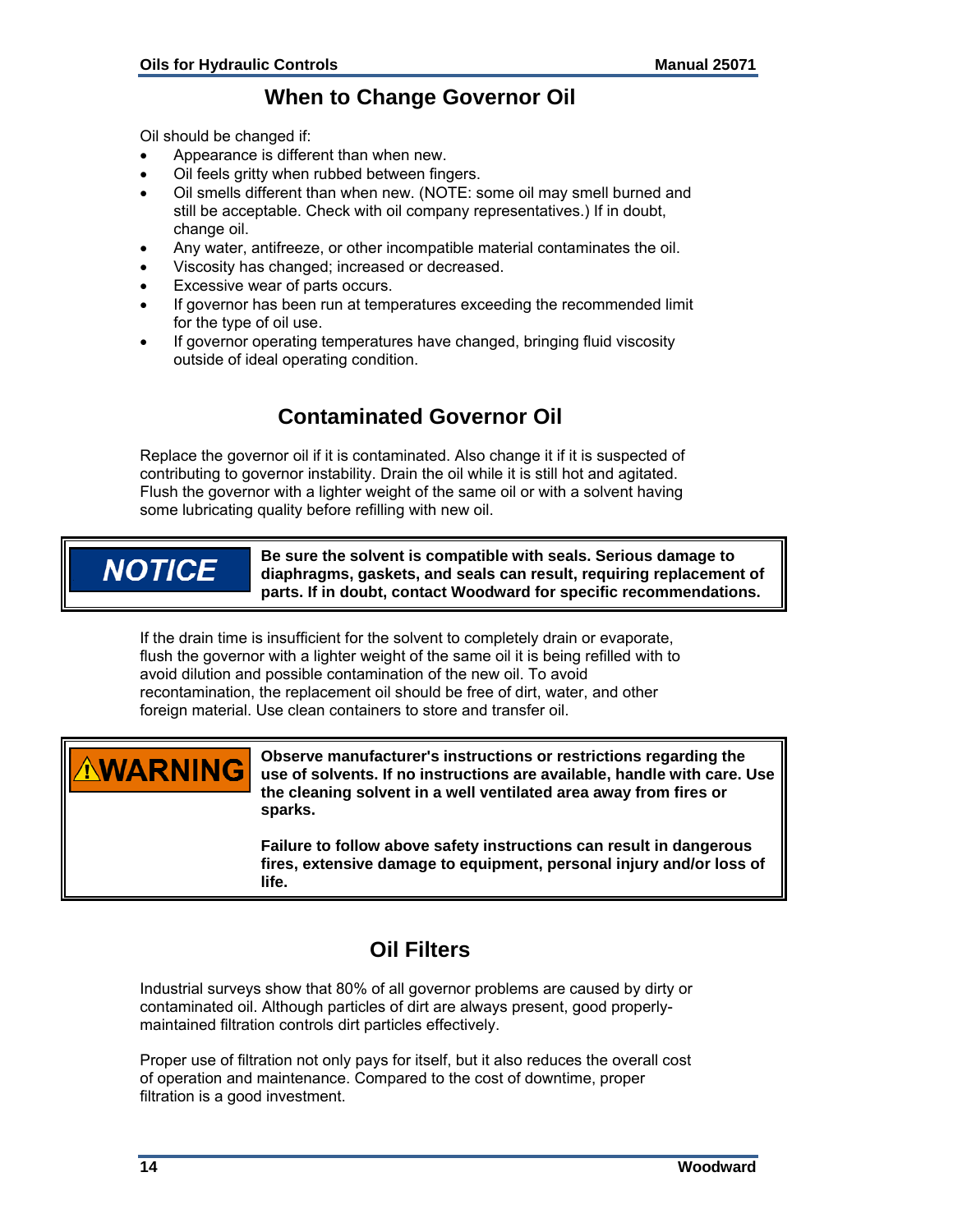## When to Change Governor Oil

Oil should be changed if:

- Appearance is different than when new.
- Oil feels gritty when rubbed between fingers.
- Oil smells different than when new. (NOTE: some oil may smell burned and still be acceptable. Check with oil company representatives.) If in doubt, change oil.
- Any water, antifreeze, or other incompatible material contaminates the oil.
- Viscosity has changed; increased or decreased.
- Excessive wear of parts occurs.
- If governor has been run at temperatures exceeding the recommended limit for the type of oil use.
- If governor operating temperatures have changed, bringing fluid viscosity outside of ideal operating condition.

## Contaminated Governor Oil

Replace the governor oil if it is contaminated. Also change it if it is suspected of contributing to governor instability. Drain the oil while it is still hot and agitated. Flush the governor with a lighter weight of the same oil or with a solvent having some lubricating quality before refilling with new oil.

> **NOTICE**
>
> **Be sure the solvent is compatible with seals. Serious damage to diaphragms, gaskets, and seals can result, requiring replacement of parts. If in doubt, contact Woodward for specific recommendations.**

If the drain time is insufficient for the solvent to completely drain or evaporate, flush the governor with a lighter weight of the same oil it is being refilled with to avoid dilution and possible contamination of the new oil. To avoid recontamination, the replacement oil should be free of dirt, water, and other foreign material. Use clean containers to store and transfer oil.

> **⚠WARNING**
>
> **Observe manufacturer's instructions or restrictions regarding the use of solvents. If no instructions are available, handle with care. Use the cleaning solvent in a well ventilated area away from fires or sparks.**
>
> **Failure to follow above safety instructions can result in dangerous fires, extensive damage to equipment, personal injury and/or loss of life.**

## Oil Filters

Industrial surveys show that 80% of all governor problems are caused by dirty or contaminated oil. Although particles of dirt are always present, good properly-maintained filtration controls dirt particles effectively.

Proper use of filtration not only pays for itself, but it also reduces the overall cost of operation and maintenance. Compared to the cost of downtime, proper filtration is a good investment.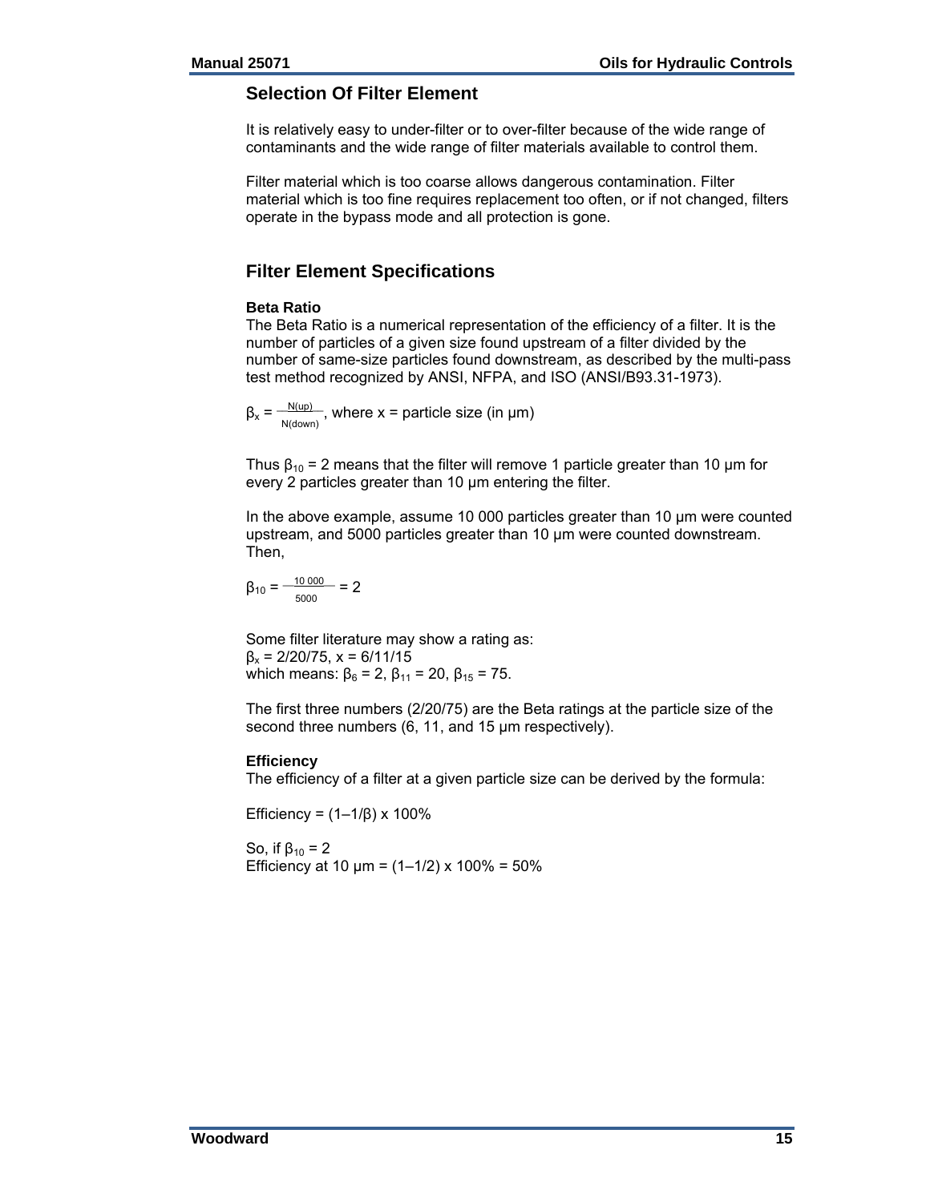## Selection Of Filter Element

It is relatively easy to under-filter or to over-filter because of the wide range of contaminants and the wide range of filter materials available to control them.

Filter material which is too coarse allows dangerous contamination. Filter material which is too fine requires replacement too often, or if not changed, filters operate in the bypass mode and all protection is gone.

## Filter Element Specifications

**Beta Ratio**
The Beta Ratio is a numerical representation of the efficiency of a filter. It is the number of particles of a given size found upstream of a filter divided by the number of same-size particles found downstream, as described by the multi-pass test method recognized by ANSI, NFPA, and ISO (ANSI/B93.31-1973).

$\beta_x = \frac{N(up)}{N(down)}$, where x = particle size (in µm)

Thus $\beta_{10} = 2$ means that the filter will remove 1 particle greater than 10 µm for every 2 particles greater than 10 µm entering the filter.

In the above example, assume 10 000 particles greater than 10 µm were counted upstream, and 5000 particles greater than 10 µm were counted downstream. Then,

$\beta_{10} = \frac{10\,000}{5000} = 2$

Some filter literature may show a rating as:
$\beta_x = 2/20/75$, x = 6/11/15
which means: $\beta_6 = 2$, $\beta_{11} = 20$, $\beta_{15} = 75$.

The first three numbers (2/20/75) are the Beta ratings at the particle size of the second three numbers (6, 11, and 15 µm respectively).

**Efficiency**
The efficiency of a filter at a given particle size can be derived by the formula:

Efficiency = $(1 - 1/\beta) \times 100\%$

So, if $\beta_{10} = 2$
Efficiency at 10 µm = $(1 - 1/2) \times 100\% = 50\%$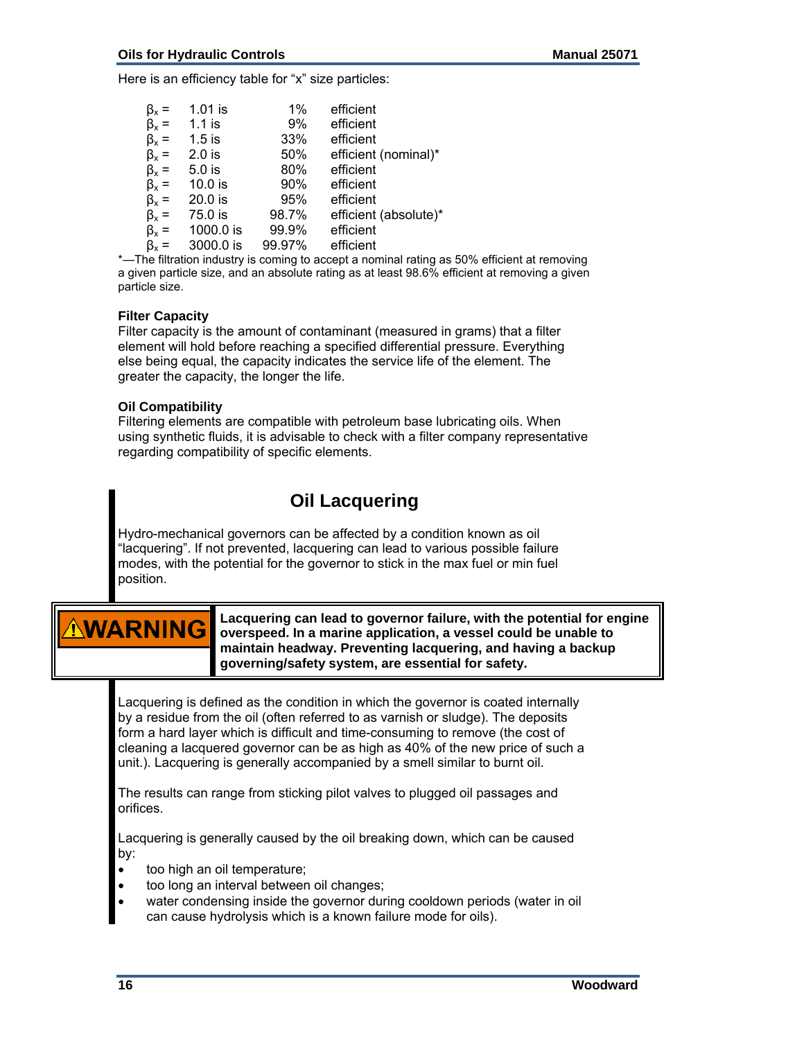Here is an efficiency table for "x" size particles:

| | | | |
|---|---|---|---|
| $\beta_x$ = | 1.01 is | 1% | efficient |
| $\beta_x$ = | 1.1 is | 9% | efficient |
| $\beta_x$ = | 1.5 is | 33% | efficient |
| $\beta_x$ = | 2.0 is | 50% | efficient (nominal)* |
| $\beta_x$ = | 5.0 is | 80% | efficient |
| $\beta_x$ = | 10.0 is | 90% | efficient |
| $\beta_x$ = | 20.0 is | 95% | efficient |
| $\beta_x$ = | 75.0 is | 98.7% | efficient (absolute)* |
| $\beta_x$ = | 1000.0 is | 99.9% | efficient |
| $\beta_x$ = | 3000.0 is | 99.97% | efficient |

*—The filtration industry is coming to accept a nominal rating as 50% efficient at removing a given particle size, and an absolute rating as at least 98.6% efficient at removing a given particle size.

**Filter Capacity**

Filter capacity is the amount of contaminant (measured in grams) that a filter element will hold before reaching a specified differential pressure. Everything else being equal, the capacity indicates the service life of the element. The greater the capacity, the longer the life.

**Oil Compatibility**

Filtering elements are compatible with petroleum base lubricating oils. When using synthetic fluids, it is advisable to check with a filter company representative regarding compatibility of specific elements.

## Oil Lacquering

Hydro-mechanical governors can be affected by a condition known as oil "lacquering". If not prevented, lacquering can lead to various possible failure modes, with the potential for the governor to stick in the max fuel or min fuel position.

> **⚠WARNING**
>
> **Lacquering can lead to governor failure, with the potential for engine overspeed. In a marine application, a vessel could be unable to maintain headway. Preventing lacquering, and having a backup governing/safety system, are essential for safety.**

Lacquering is defined as the condition in which the governor is coated internally by a residue from the oil (often referred to as varnish or sludge). The deposits form a hard layer which is difficult and time-consuming to remove (the cost of cleaning a lacquered governor can be as high as 40% of the new price of such a unit.). Lacquering is generally accompanied by a smell similar to burnt oil.

The results can range from sticking pilot valves to plugged oil passages and orifices.

Lacquering is generally caused by the oil breaking down, which can be caused by:

- too high an oil temperature;
- too long an interval between oil changes;
- water condensing inside the governor during cooldown periods (water in oil can cause hydrolysis which is a known failure mode for oils).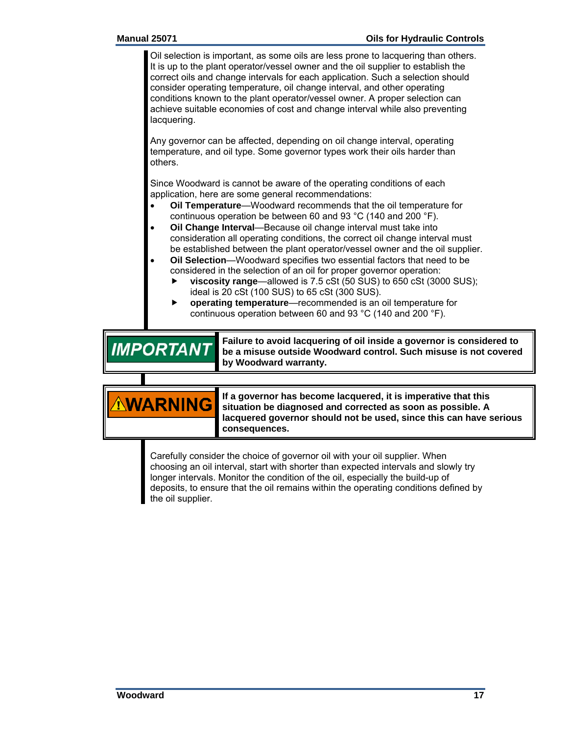Oil selection is important, as some oils are less prone to lacquering than others. It is up to the plant operator/vessel owner and the oil supplier to establish the correct oils and change intervals for each application. Such a selection should consider operating temperature, oil change interval, and other operating conditions known to the plant operator/vessel owner. A proper selection can achieve suitable economies of cost and change interval while also preventing lacquering.

Any governor can be affected, depending on oil change interval, operating temperature, and oil type. Some governor types work their oils harder than others.

Since Woodward is cannot be aware of the operating conditions of each application, here are some general recommendations:

- **Oil Temperature**—Woodward recommends that the oil temperature for continuous operation be between 60 and 93 °C (140 and 200 °F).
- **Oil Change Interval**—Because oil change interval must take into consideration all operating conditions, the correct oil change interval must be established between the plant operator/vessel owner and the oil supplier.
- **Oil Selection**—Woodward specifies two essential factors that need to be considered in the selection of an oil for proper governor operation:
  - **viscosity range**—allowed is 7.5 cSt (50 SUS) to 650 cSt (3000 SUS); ideal is 20 cSt (100 SUS) to 65 cSt (300 SUS).
  - **operating temperature**—recommended is an oil temperature for continuous operation between 60 and 93 °C (140 and 200 °F).

| IMPORTANT | **Failure to avoid lacquering of oil inside a governor is considered to be a misuse outside Woodward control. Such misuse is not covered by Woodward warranty.** |
|---|---|

| ⚠WARNING | **If a governor has become lacquered, it is imperative that this situation be diagnosed and corrected as soon as possible. A lacquered governor should not be used, since this can have serious consequences.** |
|---|---|

Carefully consider the choice of governor oil with your oil supplier. When choosing an oil interval, start with shorter than expected intervals and slowly try longer intervals. Monitor the condition of the oil, especially the build-up of deposits, to ensure that the oil remains within the operating conditions defined by the oil supplier.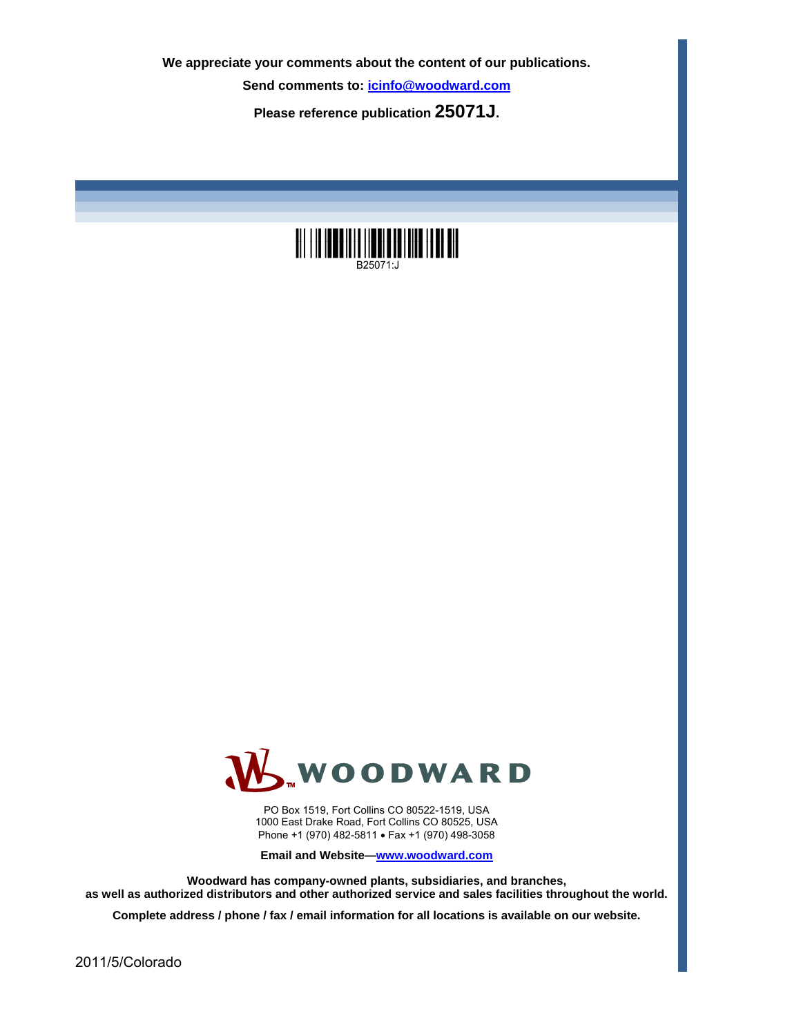**We appreciate your comments about the content of our publications.**

**Send comments to: icinfo@woodward.com**

**Please reference publication 25071J.**

B25071:J

WOODWARD

PO Box 1519, Fort Collins CO 80522-1519, USA
1000 East Drake Road, Fort Collins CO 80525, USA
Phone +1 (970) 482-5811 • Fax +1 (970) 498-3058

**Email and Website—www.woodward.com**

**Woodward has company-owned plants, subsidiaries, and branches, as well as authorized distributors and other authorized service and sales facilities throughout the world.**

**Complete address / phone / fax / email information for all locations is available on our website.**

2011/5/Colorado